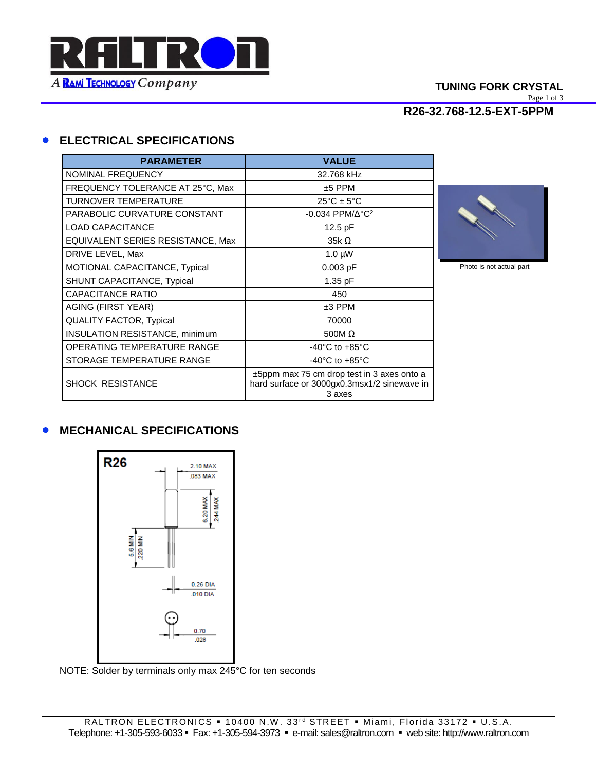**TUNING FORK CRYSTAL**

**R26-32.768-12.5-EXT-5PPM**

## ELECTRICAL SPECIFICATIONS

| PARAMETER | VALUE |
|---|---|
| NOMINAL FREQUENCY | 32.768 kHz |
| FREQUENCY TOLERANCE AT 25°C, Max | ±5 PPM |
| TURNOVER TEMPERATURE | 25°C ± 5°C |
| PARABOLIC CURVATURE CONSTANT | -0.034 PPM/Δ°C$^2$ |
| LOAD CAPACITANCE | 12.5 pF |
| EQUIVALENT SERIES RESISTANCE, Max | 35k Ω |
| DRIVE LEVEL, Max | 1.0 µW |
| MOTIONAL CAPACITANCE, Typical | 0.003 pF |
| SHUNT CAPACITANCE, Typical | 1.35 pF |
| CAPACITANCE RATIO | 450 |
| AGING (FIRST YEAR) | ±3 PPM |
| QUALITY FACTOR, Typical | 70000 |
| INSULATION RESISTANCE, minimum | 500M Ω |
| OPERATING TEMPERATURE RANGE | -40°C to +85°C |
| STORAGE TEMPERATURE RANGE | -40°C to +85°C |
| SHOCK RESISTANCE | ±5ppm max 75 cm drop test in 3 axes onto a hard surface or 3000gx0.3msx1/2 sinewave in 3 axes |

Photo is not actual part

## MECHANICAL SPECIFICATIONS

R26

2.10 MAX
.083 MAX

6.20 MAX
.244 MAX

5.6 MIN
.220 MIN

0.26 DIA
.010 DIA

0.70
.028

NOTE: Solder by terminals only max 245°C for ten seconds

RALTRON ELECTRONICS ▪ 10400 N.W. 33rd STREET ▪ Miami, Florida 33172 ▪ U.S.A.
Telephone: +1-305-593-6033 ▪ Fax: +1-305-594-3973 ▪ e-mail: sales@raltron.com ▪ web site: http://www.raltron.com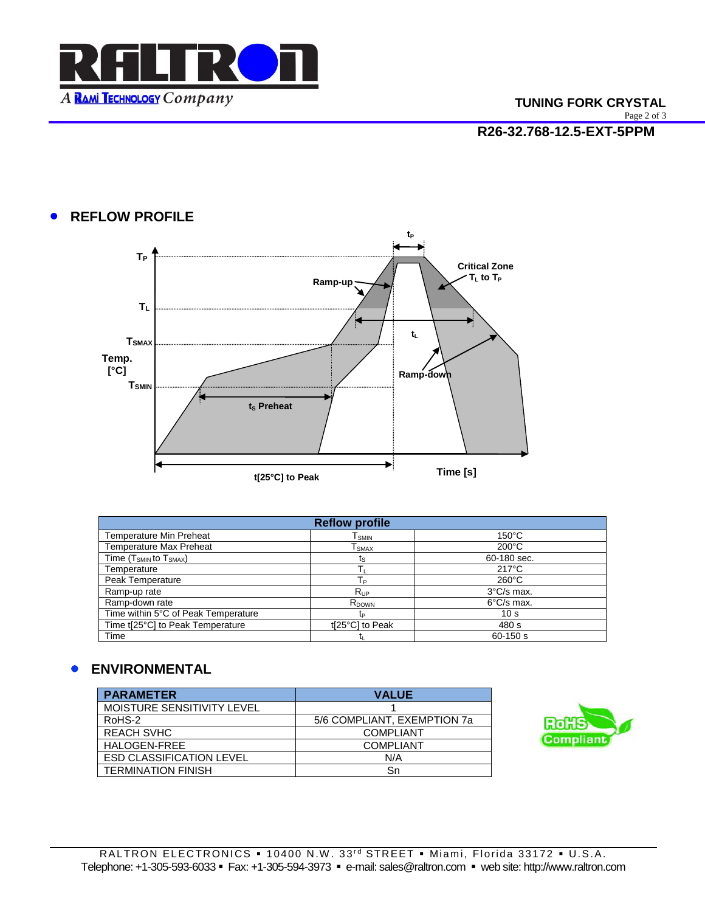## REFLOW PROFILE

| Reflow profile | | |
|---|---|---|
| Temperature Min Preheat | $T_{SMIN}$ | 150°C |
| Temperature Max Preheat | $T_{SMAX}$ | 200°C |
| Time ($T_{SMIN}$ to $T_{SMAX}$) | $t_S$ | 60-180 sec. |
| Temperature | $T_L$ | 217°C |
| Peak Temperature | $T_P$ | 260°C |
| Ramp-up rate | $R_{UP}$ | 3°C/s max. |
| Ramp-down rate | $R_{DOWN}$ | 6°C/s max. |
| Time within 5°C of Peak Temperature | $t_P$ | 10 s |
| Time t[25°C] to Peak Temperature | t[25°C] to Peak | 480 s |
| Time | $t_L$ | 60-150 s |

## ENVIRONMENTAL

| PARAMETER | VALUE |
|---|---|
| MOISTURE SENSITIVITY LEVEL | 1 |
| RoHS-2 | 5/6 COMPLIANT, EXEMPTION 7a |
| REACH SVHC | COMPLIANT |
| HALOGEN-FREE | COMPLIANT |
| ESD CLASSIFICATION LEVEL | N/A |
| TERMINATION FINISH | Sn |

RALTRON ELECTRONICS ▪ 10400 N.W. 33rd STREET ▪ Miami, Florida 33172 ▪ U.S.A.
Telephone: +1-305-593-6033 ▪ Fax: +1-305-594-3973 ▪ e-mail: sales@raltron.com ▪ web site: http://www.raltron.com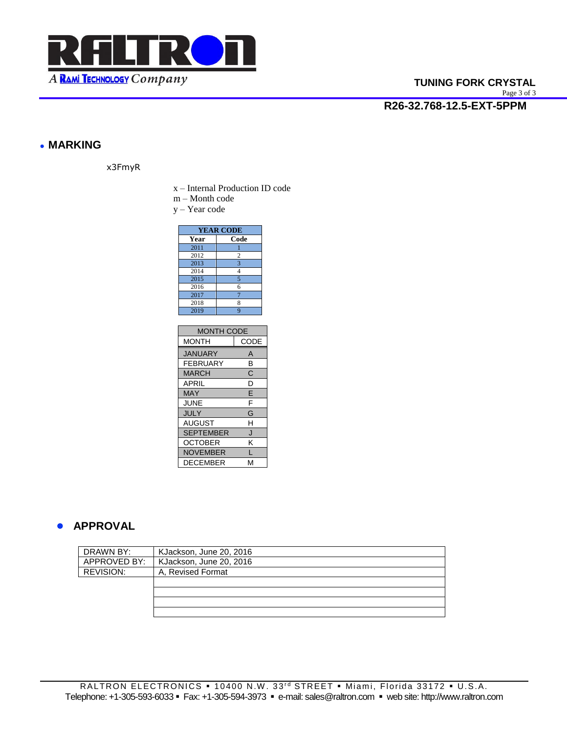## MARKING

x3FmyR

x – Internal Production ID code
m – Month code
y – Year code

| YEAR CODE | |
|---|---|
| **Year** | **Code** |
| 2011 | 1 |
| 2012 | 2 |
| 2013 | 3 |
| 2014 | 4 |
| 2015 | 5 |
| 2016 | 6 |
| 2017 | 7 |
| 2018 | 8 |
| 2019 | 9 |

| MONTH CODE | |
|---|---|
| MONTH | CODE |
| JANUARY | A |
| FEBRUARY | B |
| MARCH | C |
| APRIL | D |
| MAY | E |
| JUNE | F |
| JULY | G |
| AUGUST | H |
| SEPTEMBER | J |
| OCTOBER | K |
| NOVEMBER | L |
| DECEMBER | M |

## APPROVAL

| | |
|---|---|
| DRAWN BY: | KJackson, June 20, 2016 |
| APPROVED BY: | KJackson, June 20, 2016 |
| REVISION: | A, Revised Format |
| | |
| | |
| | |
| | |

RALTRON ELECTRONICS ▪ 10400 N.W. 33rd STREET ▪ Miami, Florida 33172 ▪ U.S.A.
Telephone: +1-305-593-6033 ▪ Fax: +1-305-594-3973 ▪ e-mail: sales@raltron.com ▪ web site: http://www.raltron.com